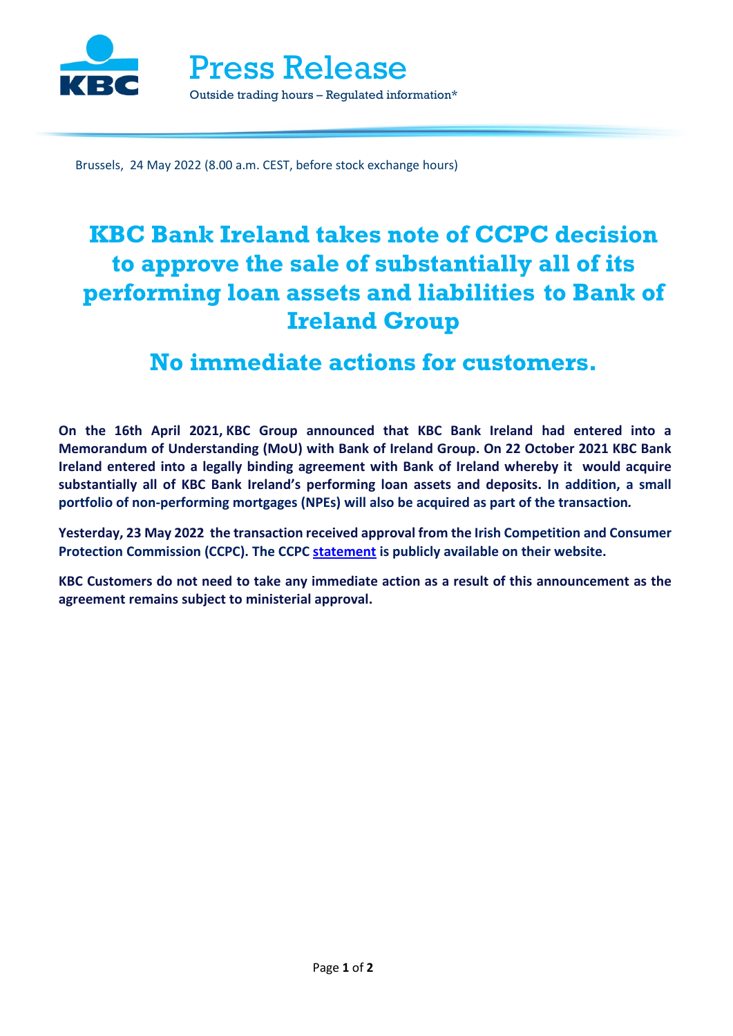Press Release

Outside trading hours – Regulated information*

Brussels, 24 May 2022 (8.00 a.m. CEST, before stock exchange hours)

# KBC Bank Ireland takes note of CCPC decision to approve the sale of substantially all of its performing loan assets and liabilities to Bank of Ireland Group

## No immediate actions for customers.

**On the 16th April 2021, KBC Group announced that KBC Bank Ireland had entered into a Memorandum of Understanding (MoU) with Bank of Ireland Group. On 22 October 2021 KBC Bank Ireland entered into a legally binding agreement with Bank of Ireland whereby it would acquire substantially all of KBC Bank Ireland's performing loan assets and deposits. In addition, a small portfolio of non-performing mortgages (NPEs) will also be acquired as part of the transaction.**

**Yesterday, 23 May 2022 the transaction received approval from the Irish Competition and Consumer Protection Commission (CCPC). The CCPC statement is publicly available on their website.**

**KBC Customers do not need to take any immediate action as a result of this announcement as the agreement remains subject to ministerial approval.**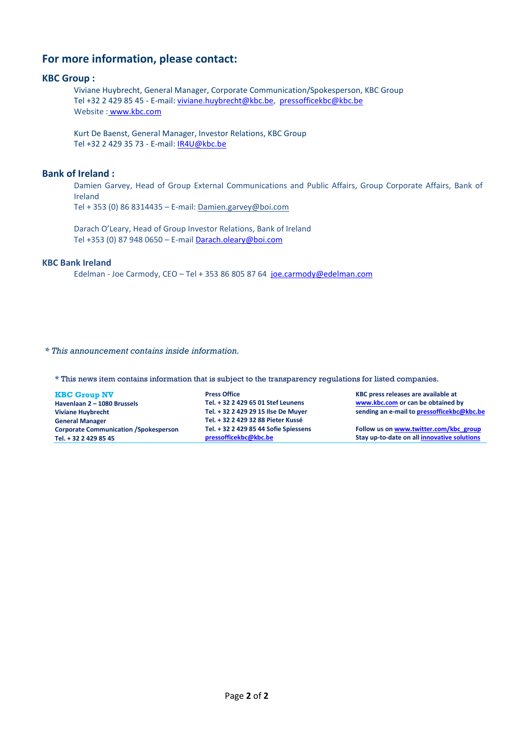## For more information, please contact:

### KBC Group :

Viviane Huybrecht, General Manager, Corporate Communication/Spokesperson, KBC Group
Tel +32 2 429 85 45 - E-mail: viviane.huybrecht@kbc.be, pressofficekbc@kbc.be
Website : www.kbc.com

Kurt De Baenst, General Manager, Investor Relations, KBC Group
Tel +32 2 429 35 73 - E-mail: IR4U@kbc.be

### Bank of Ireland :

Damien Garvey, Head of Group External Communications and Public Affairs, Group Corporate Affairs, Bank of Ireland
Tel + 353 (0) 86 8314435 – E-mail: Damien.garvey@boi.com

Darach O'Leary, Head of Group Investor Relations, Bank of Ireland
Tel +353 (0) 87 948 0650 – E-mail Darach.oleary@boi.com

### KBC Bank Ireland

Edelman - Joe Carmody, CEO – Tel + 353 86 805 87 64 joe.carmody@edelman.com

*\* This announcement contains inside information.*

\* This news item contains information that is subject to the transparency regulations for listed companies.

**KBC Group NV**
**Havenlaan 2 – 1080 Brussels**
**Viviane Huybrecht**
**General Manager**
**Corporate Communication /Spokesperson**
**Tel. + 32 2 429 85 45**

**Press Office**
**Tel. + 32 2 429 65 01 Stef Leunens**
**Tel. + 32 2 429 29 15 Ilse De Muyer**
**Tel. + 32 2 429 32 88 Pieter Kussé**
**Tel. + 32 2 429 85 44 Sofie Spiessens**
**pressofficekbc@kbc.be**

**KBC press releases are available at www.kbc.com or can be obtained by sending an e-mail to pressofficekbc@kbc.be**

**Follow us on www.twitter.com/kbc_group**
**Stay up-to-date on all innovative solutions**